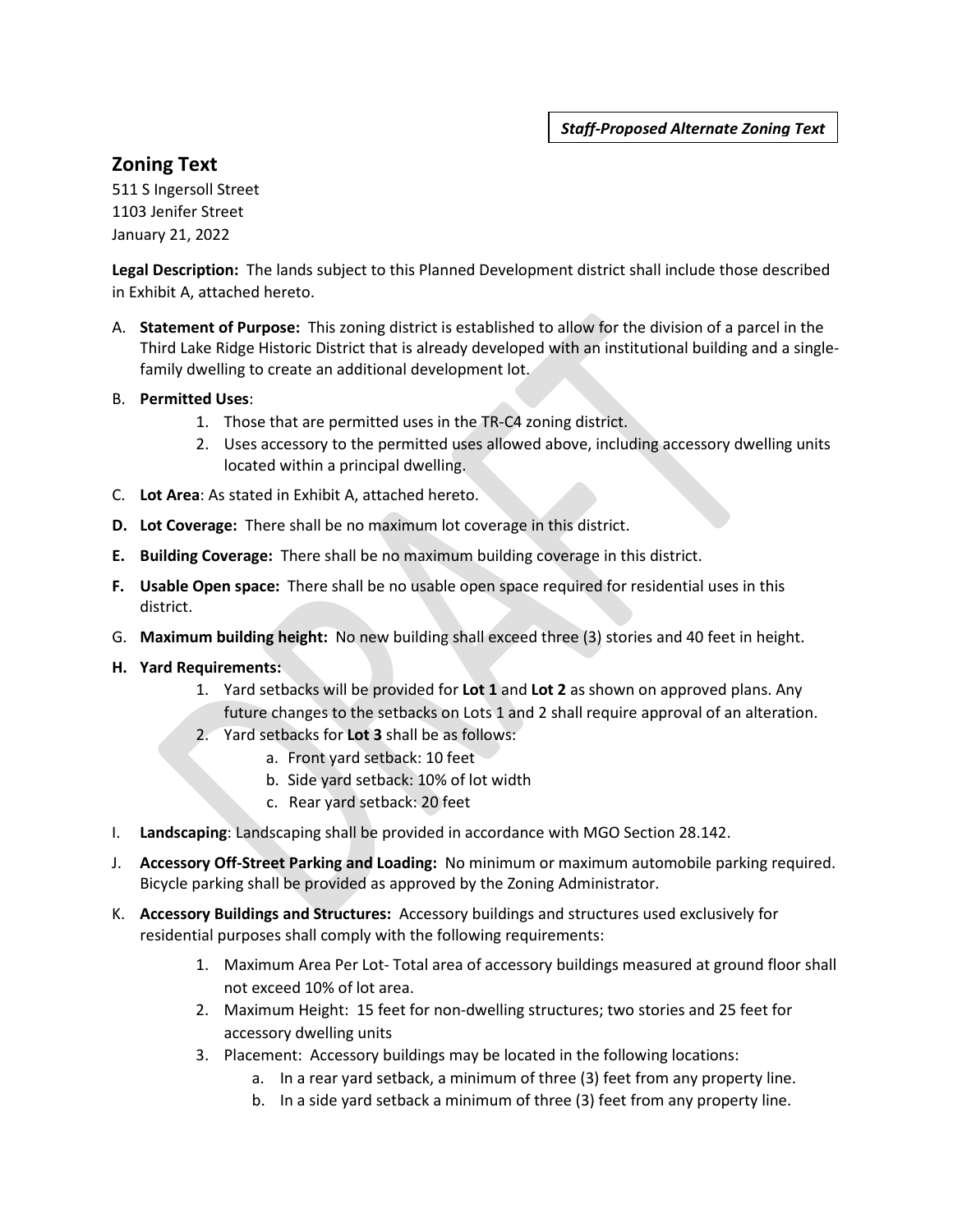***Staff-Proposed Alternate Zoning Text***

## Zoning Text

511 S Ingersoll Street
1103 Jenifer Street
January 21, 2022

**Legal Description:** The lands subject to this Planned Development district shall include those described in Exhibit A, attached hereto.

A. **Statement of Purpose:** This zoning district is established to allow for the division of a parcel in the Third Lake Ridge Historic District that is already developed with an institutional building and a single-family dwelling to create an additional development lot.

B. **Permitted Uses**:
   1. Those that are permitted uses in the TR-C4 zoning district.
   2. Uses accessory to the permitted uses allowed above, including accessory dwelling units located within a principal dwelling.

C. **Lot Area**: As stated in Exhibit A, attached hereto.

**D. Lot Coverage:** There shall be no maximum lot coverage in this district.

**E. Building Coverage:** There shall be no maximum building coverage in this district.

**F. Usable Open space:** There shall be no usable open space required for residential uses in this district.

G. **Maximum building height:** No new building shall exceed three (3) stories and 40 feet in height.

**H. Yard Requirements:**
   1. Yard setbacks will be provided for **Lot 1** and **Lot 2** as shown on approved plans. Any future changes to the setbacks on Lots 1 and 2 shall require approval of an alteration.
   2. Yard setbacks for **Lot 3** shall be as follows:
      a. Front yard setback: 10 feet
      b. Side yard setback: 10% of lot width
      c. Rear yard setback: 20 feet

I. **Landscaping**: Landscaping shall be provided in accordance with MGO Section 28.142.

J. **Accessory Off-Street Parking and Loading:** No minimum or maximum automobile parking required. Bicycle parking shall be provided as approved by the Zoning Administrator.

K. **Accessory Buildings and Structures:** Accessory buildings and structures used exclusively for residential purposes shall comply with the following requirements:
   1. Maximum Area Per Lot- Total area of accessory buildings measured at ground floor shall not exceed 10% of lot area.
   2. Maximum Height: 15 feet for non-dwelling structures; two stories and 25 feet for accessory dwelling units
   3. Placement: Accessory buildings may be located in the following locations:
      a. In a rear yard setback, a minimum of three (3) feet from any property line.
      b. In a side yard setback a minimum of three (3) feet from any property line.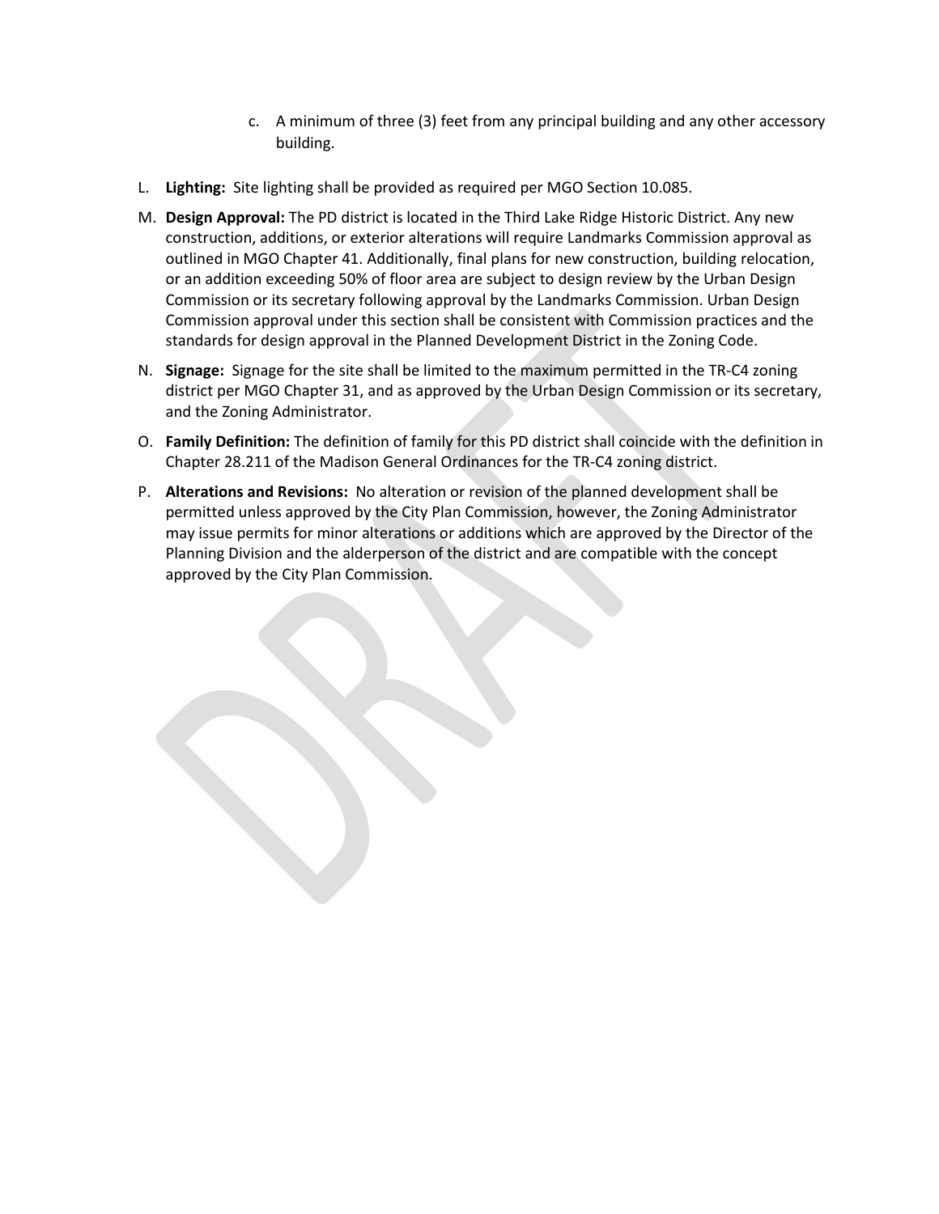c. A minimum of three (3) feet from any principal building and any other accessory building.

L. **Lighting:** Site lighting shall be provided as required per MGO Section 10.085.

M. **Design Approval:** The PD district is located in the Third Lake Ridge Historic District. Any new construction, additions, or exterior alterations will require Landmarks Commission approval as outlined in MGO Chapter 41. Additionally, final plans for new construction, building relocation, or an addition exceeding 50% of floor area are subject to design review by the Urban Design Commission or its secretary following approval by the Landmarks Commission. Urban Design Commission approval under this section shall be consistent with Commission practices and the standards for design approval in the Planned Development District in the Zoning Code.

N. **Signage:** Signage for the site shall be limited to the maximum permitted in the TR-C4 zoning district per MGO Chapter 31, and as approved by the Urban Design Commission or its secretary, and the Zoning Administrator.

O. **Family Definition:** The definition of family for this PD district shall coincide with the definition in Chapter 28.211 of the Madison General Ordinances for the TR-C4 zoning district.

P. **Alterations and Revisions:** No alteration or revision of the planned development shall be permitted unless approved by the City Plan Commission, however, the Zoning Administrator may issue permits for minor alterations or additions which are approved by the Director of the Planning Division and the alderperson of the district and are compatible with the concept approved by the City Plan Commission.